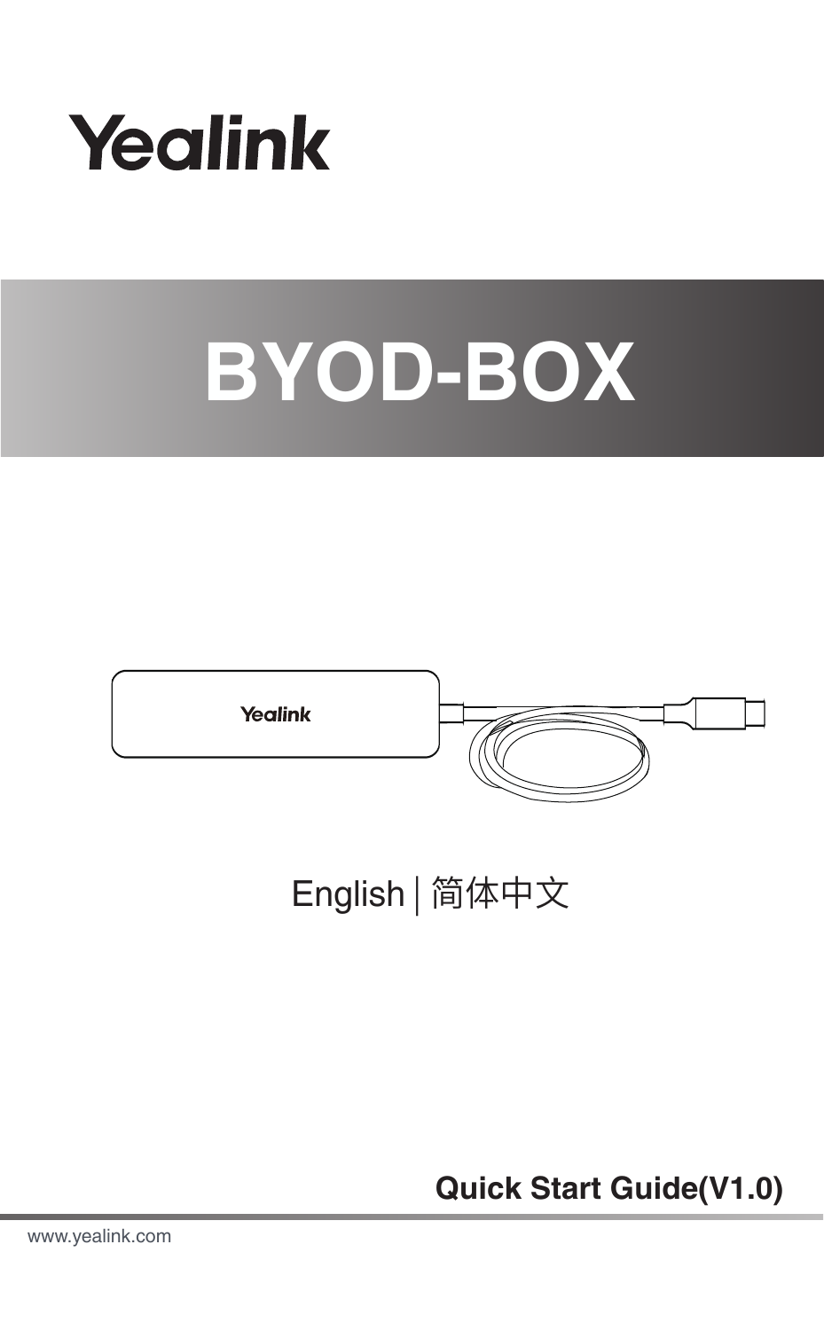Yealink

# BYOD-BOX

English | 简体中文

**Quick Start Guide(V1.0)**

www.yealink.com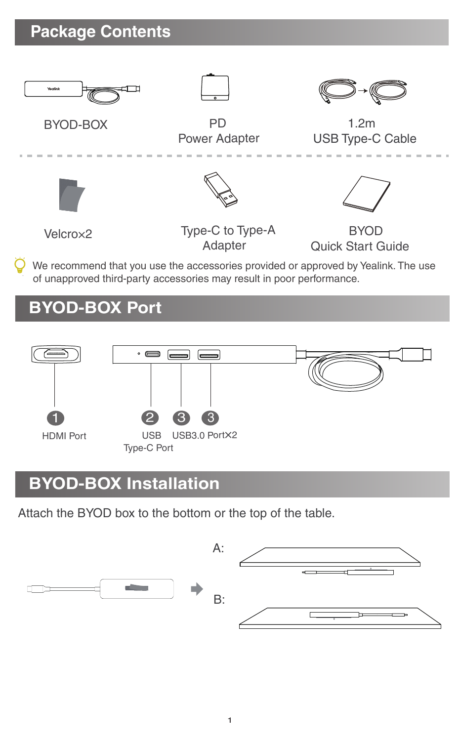## Package Contents

BYOD-BOX

PD Power Adapter

1.2m USB Type-C Cable

Velcro×2

Type-C to Type-A Adapter

BYOD Quick Start Guide

We recommend that you use the accessories provided or approved by Yealink. The use of unapproved third-party accessories may result in poor performance.

## BYOD-BOX Port

1. HDMI Port
2. USB Type-C Port
3. USB3.0 Port×2

## BYOD-BOX Installation

Attach the BYOD box to the bottom or the top of the table.

A:

B: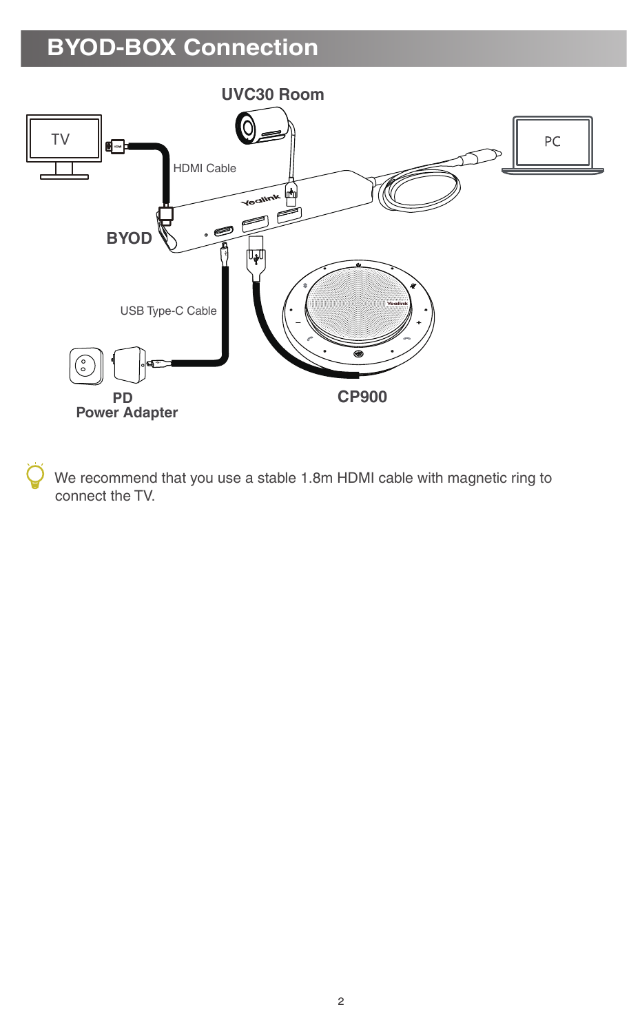# BYOD-BOX Connection

UVC30 Room

TV

HDMI Cable

PC

BYOD

USB Type-C Cable

PD
Power Adapter

CP900

We recommend that you use a stable 1.8m HDMI cable with magnetic ring to connect the TV.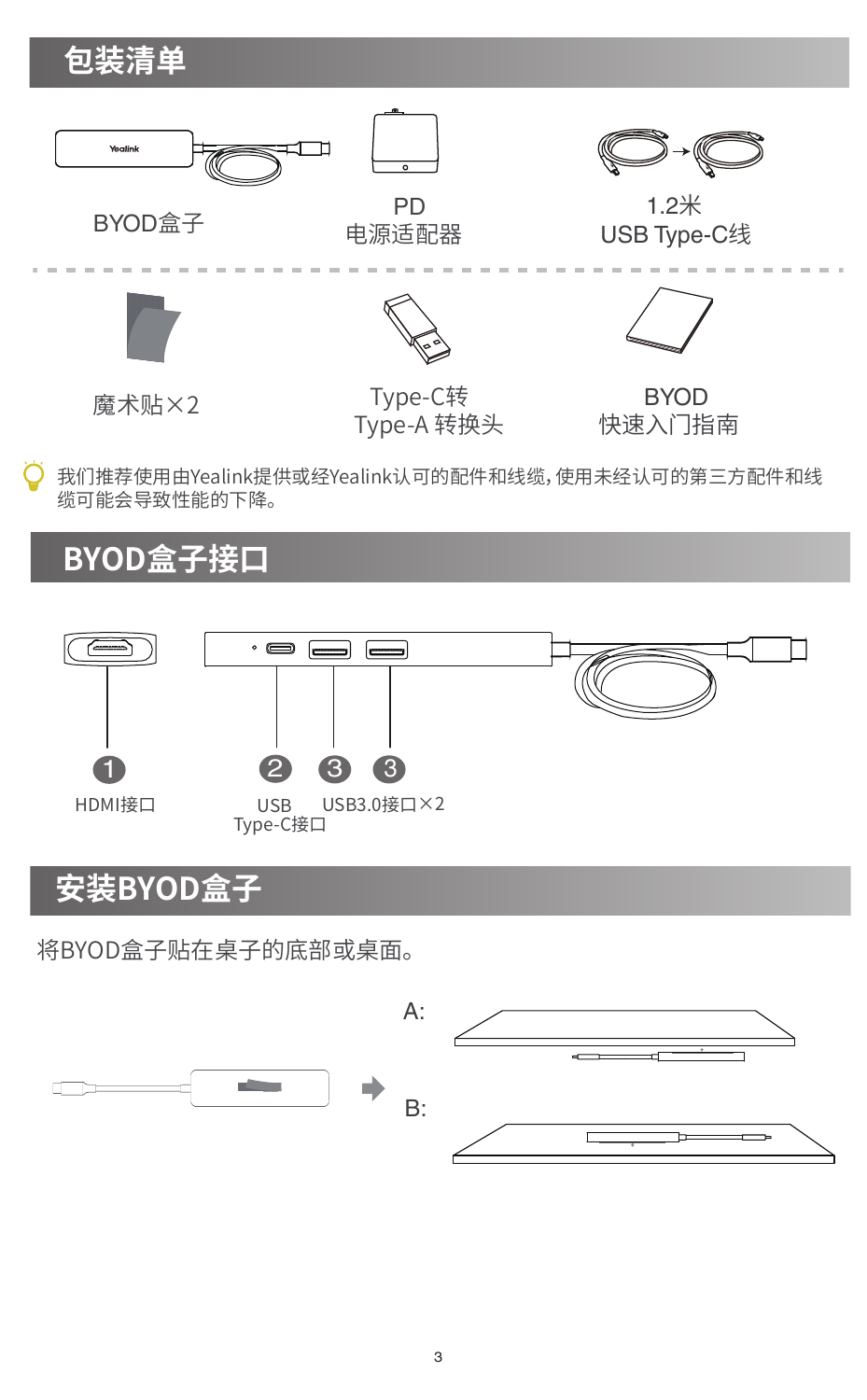## 包装清单

BYOD盒子

PD
电源适配器

1.2米
USB Type-C线

魔术贴×2

Type-C转
Type-A 转换头

BYOD
快速入门指南

我们推荐使用由Yealink提供或经Yealink认可的配件和线缆，使用未经认可的第三方配件和线缆可能会导致性能的下降。

## BYOD盒子接口

1. HDMI接口
2. USB Type-C接口
3. USB3.0接口×2

## 安装BYOD盒子

将BYOD盒子贴在桌子的底部或桌面。

A:

B: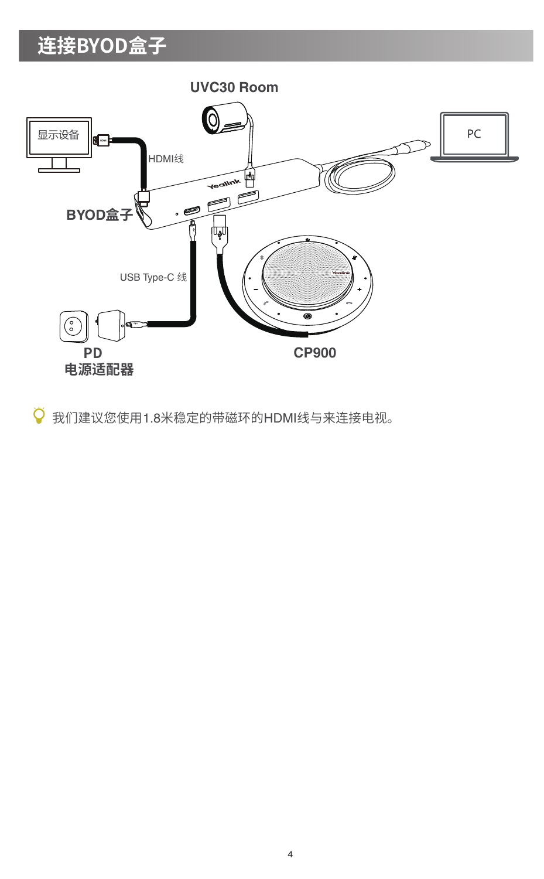# 连接BYOD盒子

UVC30 Room

显示设备

PC

HDMI线

BYOD盒子

USB Type-C 线

PD
电源适配器

CP900

我们建议您使用1.8米稳定的带磁环的HDMI线与来连接电视。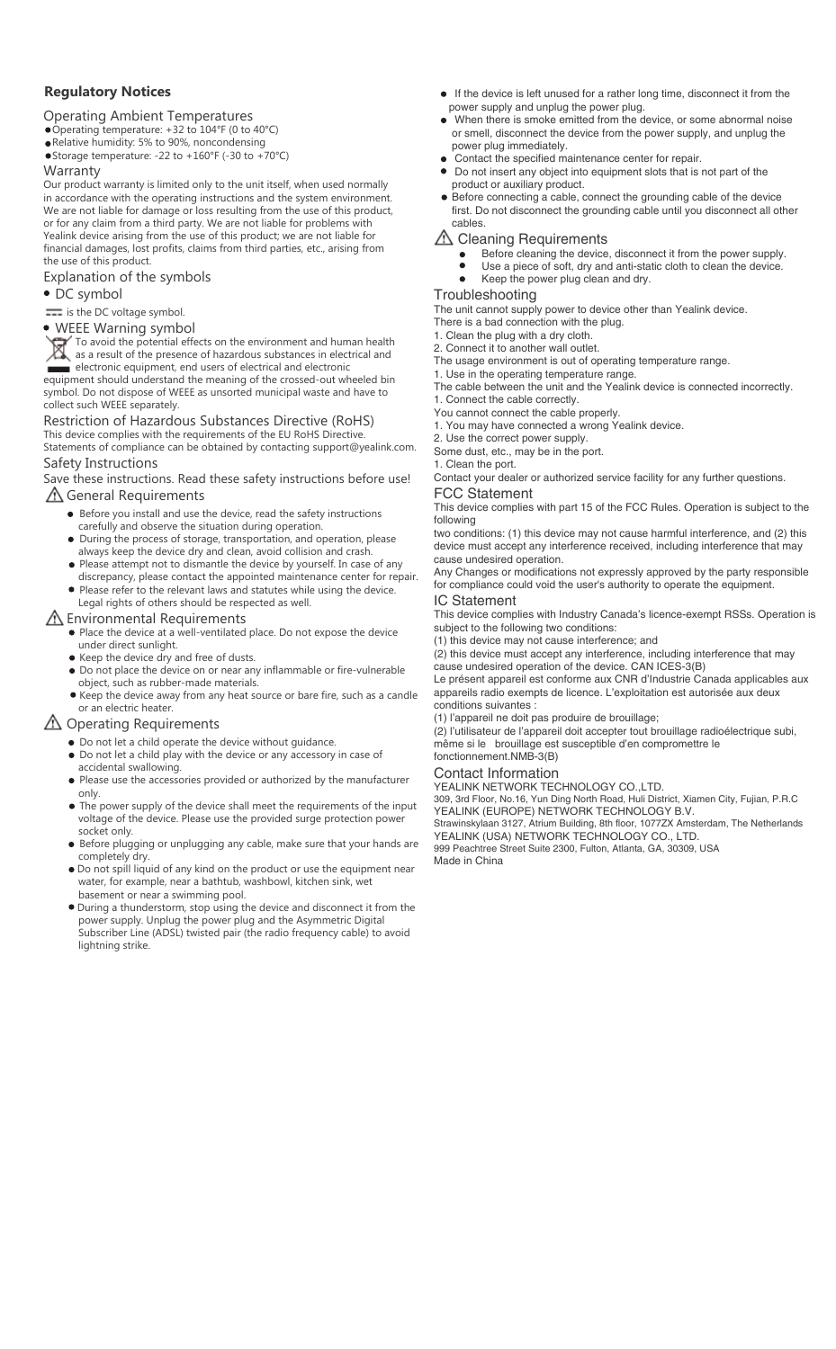## Regulatory Notices

### Operating Ambient Temperatures

- Operating temperature: +32 to 104°F (0 to 40°C)
- Relative humidity: 5% to 90%, noncondensing
- Storage temperature: -22 to +160°F (-30 to +70°C)

### Warranty

Our product warranty is limited only to the unit itself, when used normally in accordance with the operating instructions and the system environment. We are not liable for damage or loss resulting from the use of this product, or for any claim from a third party. We are not liable for problems with Yealink device arising from the use of this product; we are not liable for financial damages, lost profits, claims from third parties, etc., arising from the use of this product.

### Explanation of the symbols

- DC symbol

⎓ is the DC voltage symbol.

- WEEE Warning symbol

To avoid the potential effects on the environment and human health as a result of the presence of hazardous substances in electrical and electronic equipment, end users of electrical and electronic equipment should understand the meaning of the crossed-out wheeled bin symbol. Do not dispose of WEEE as unsorted municipal waste and have to collect such WEEE separately.

### Restriction of Hazardous Substances Directive (RoHS)

This device complies with the requirements of the EU RoHS Directive. Statements of compliance can be obtained by contacting support@yealink.com.

### Safety Instructions

Save these instructions. Read these safety instructions before use!

#### ⚠ General Requirements

- Before you install and use the device, read the safety instructions carefully and observe the situation during operation.
- During the process of storage, transportation, and operation, please always keep the device dry and clean, avoid collision and crash.
- Please attempt not to dismantle the device by yourself. In case of any discrepancy, please contact the appointed maintenance center for repair.
- Please refer to the relevant laws and statutes while using the device. Legal rights of others should be respected as well.

#### ⚠ Environmental Requirements

- Place the device at a well-ventilated place. Do not expose the device under direct sunlight.
- Keep the device dry and free of dusts.
- Do not place the device on or near any inflammable or fire-vulnerable object, such as rubber-made materials.
- Keep the device away from any heat source or bare fire, such as a candle or an electric heater.

#### ⚠ Operating Requirements

- Do not let a child operate the device without guidance.
- Do not let a child play with the device or any accessory in case of accidental swallowing.
- Please use the accessories provided or authorized by the manufacturer only.
- The power supply of the device shall meet the requirements of the input voltage of the device. Please use the provided surge protection power socket only.
- Before plugging or unplugging any cable, make sure that your hands are completely dry.
- Do not spill liquid of any kind on the product or use the equipment near water, for example, near a bathtub, washbowl, kitchen sink, wet basement or near a swimming pool.
- During a thunderstorm, stop using the device and disconnect it from the power supply. Unplug the power plug and the Asymmetric Digital Subscriber Line (ADSL) twisted pair (the radio frequency cable) to avoid lightning strike.
- If the device is left unused for a rather long time, disconnect it from the power supply and unplug the power plug.
- When there is smoke emitted from the device, or some abnormal noise or smell, disconnect the device from the power supply, and unplug the power plug immediately.
- Contact the specified maintenance center for repair.
- Do not insert any object into equipment slots that is not part of the product or auxiliary product.
- Before connecting a cable, connect the grounding cable of the device first. Do not disconnect the grounding cable until you disconnect all other cables.

#### ⚠ Cleaning Requirements

- Before cleaning the device, disconnect it from the power supply.
- Use a piece of soft, dry and anti-static cloth to clean the device.
- Keep the power plug clean and dry.

### Troubleshooting

The unit cannot supply power to device other than Yealink device.
There is a bad connection with the plug.
1. Clean the plug with a dry cloth.
2. Connect it to another wall outlet.

The usage environment is out of operating temperature range.
1. Use in the operating temperature range.

The cable between the unit and the Yealink device is connected incorrectly.
1. Connect the cable correctly.

You cannot connect the cable properly.
1. You may have connected a wrong Yealink device.
2. Use the correct power supply.

Some dust, etc., may be in the port.
1. Clean the port.

Contact your dealer or authorized service facility for any further questions.

### FCC Statement

This device complies with part 15 of the FCC Rules. Operation is subject to the following
two conditions: (1) this device may not cause harmful interference, and (2) this device must accept any interference received, including interference that may cause undesired operation.
Any Changes or modifications not expressly approved by the party responsible for compliance could void the user's authority to operate the equipment.

### IC Statement

This device complies with Industry Canada's licence-exempt RSSs. Operation is subject to the following two conditions:
(1) this device may not cause interference; and
(2) this device must accept any interference, including interference that may cause undesired operation of the device. CAN ICES-3(B)
Le présent appareil est conforme aux CNR d'Industrie Canada applicables aux appareils radio exempts de licence. L'exploitation est autorisée aux deux conditions suivantes :
(1) l'appareil ne doit pas produire de brouillage;
(2) l'utilisateur de l'appareil doit accepter tout brouillage radioélectrique subi, même si le brouillage est susceptible d'en compromettre le fonctionnement.NMB-3(B)

### Contact Information

YEALINK NETWORK TECHNOLOGY CO.,LTD.
309, 3rd Floor, No.16, Yun Ding North Road, Huli District, Xiamen City, Fujian, P.R.C
YEALINK (EUROPE) NETWORK TECHNOLOGY B.V.
Strawinskylaan 3127, Atrium Building, 8th floor, 1077ZX Amsterdam, The Netherlands
YEALINK (USA) NETWORK TECHNOLOGY CO., LTD.
999 Peachtree Street Suite 2300, Fulton, Atlanta, GA, 30309, USA
Made in China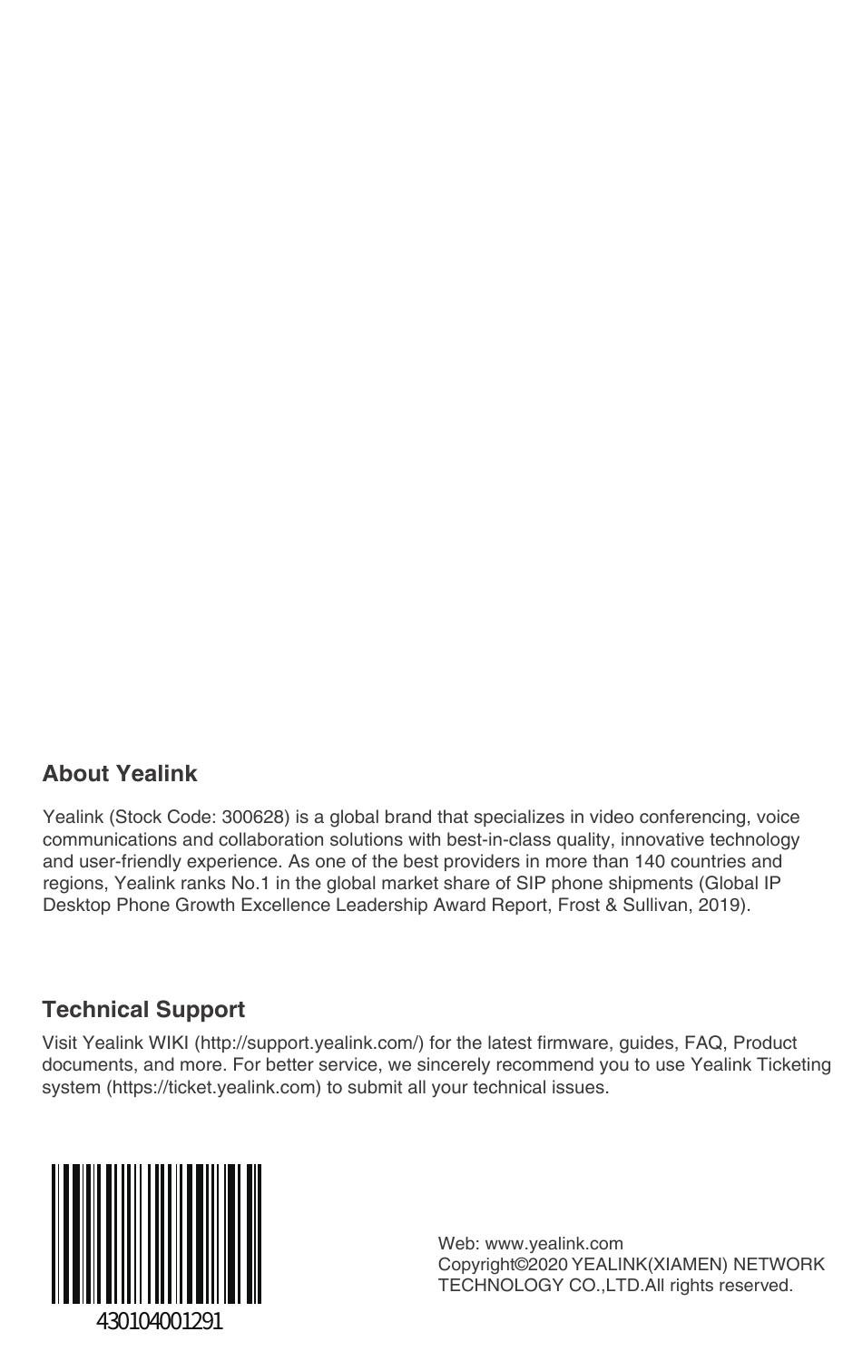## About Yealink

Yealink (Stock Code: 300628) is a global brand that specializes in video conferencing, voice communications and collaboration solutions with best-in-class quality, innovative technology and user-friendly experience. As one of the best providers in more than 140 countries and regions, Yealink ranks No.1 in the global market share of SIP phone shipments (Global IP Desktop Phone Growth Excellence Leadership Award Report, Frost & Sullivan, 2019).

## Technical Support

Visit Yealink WIKI (http://support.yealink.com/) for the latest firmware, guides, FAQ, Product documents, and more. For better service, we sincerely recommend you to use Yealink Ticketing system (https://ticket.yealink.com) to submit all your technical issues.

430104001291

Web: www.yealink.com
Copyright©2020 YEALINK(XIAMEN) NETWORK TECHNOLOGY CO.,LTD.All rights reserved.